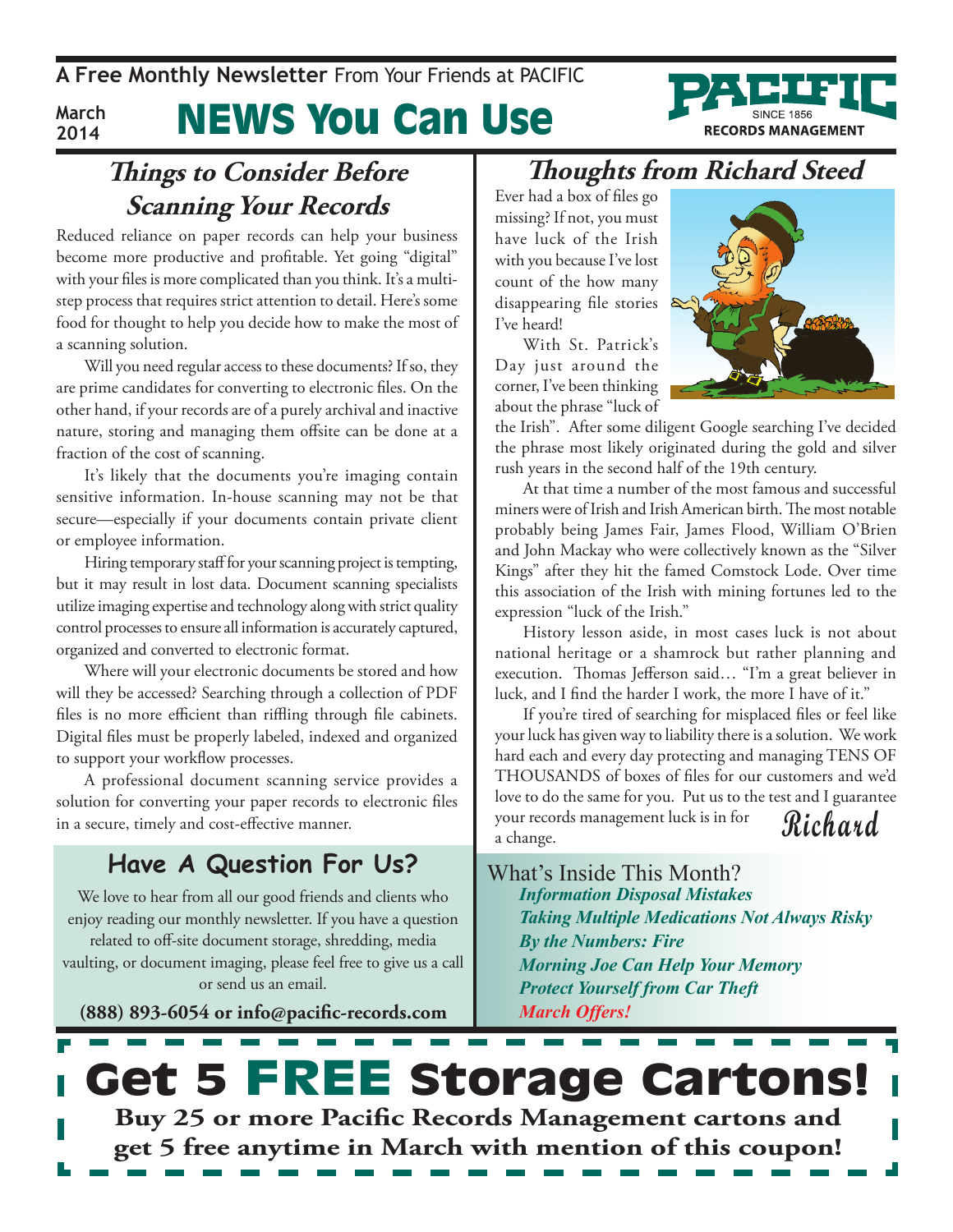A **Free Monthly Newsletter** From Your Friends at PACIFIC

March 2014

# NEWS You Can Use

PACIFIC SINCE 1856 RECORDS MANAGEMENT

## *Things to Consider Before Scanning Your Records*

Reduced reliance on paper records can help your business become more productive and profitable. Yet going "digital" with your files is more complicated than you think. It's a multi-step process that requires strict attention to detail. Here's some food for thought to help you decide how to make the most of a scanning solution.

Will you need regular access to these documents? If so, they are prime candidates for converting to electronic files. On the other hand, if your records are of a purely archival and inactive nature, storing and managing them offsite can be done at a fraction of the cost of scanning.

It's likely that the documents you're imaging contain sensitive information. In-house scanning may not be that secure—especially if your documents contain private client or employee information.

Hiring temporary staff for your scanning project is tempting, but it may result in lost data. Document scanning specialists utilize imaging expertise and technology along with strict quality control processes to ensure all information is accurately captured, organized and converted to electronic format.

Where will your electronic documents be stored and how will they be accessed? Searching through a collection of PDF files is no more efficient than riffling through file cabinets. Digital files must be properly labeled, indexed and organized to support your workflow processes.

A professional document scanning service provides a solution for converting your paper records to electronic files in a secure, timely and cost-effective manner.

## Have A Question For Us?

We love to hear from all our good friends and clients who enjoy reading our monthly newsletter. If you have a question related to off-site document storage, shredding, media vaulting, or document imaging, please feel free to give us a call or send us an email.

**(888) 893-6054 or info@pacific-records.com**

## *Thoughts from Richard Steed*

Ever had a box of files go missing? If not, you must have luck of the Irish with you because I've lost count of the how many disappearing file stories I've heard!

With St. Patrick's Day just around the corner, I've been thinking about the phrase "luck of the Irish". After some diligent Google searching I've decided the phrase most likely originated during the gold and silver rush years in the second half of the 19th century.

At that time a number of the most famous and successful miners were of Irish and Irish American birth. The most notable probably being James Fair, James Flood, William O'Brien and John Mackay who were collectively known as the "Silver Kings" after they hit the famed Comstock Lode. Over time this association of the Irish with mining fortunes led to the expression "luck of the Irish."

History lesson aside, in most cases luck is not about national heritage or a shamrock but rather planning and execution. Thomas Jefferson said… "I'm a great believer in luck, and I find the harder I work, the more I have of it."

If you're tired of searching for misplaced files or feel like your luck has given way to liability there is a solution. We work hard each and every day protecting and managing TENS OF THOUSANDS of boxes of files for our customers and we'd love to do the same for you. Put us to the test and I guarantee your records management luck is in for a change.

*Richard*

What's Inside This Month?

***Information Disposal Mistakes***
***Taking Multiple Medications Not Always Risky***
***By the Numbers: Fire***
***Morning Joe Can Help Your Memory***
***Protect Yourself from Car Theft***
***March Offers!***

# Get 5 FREE Storage Cartons!

**Buy 25 or more Pacific Records Management cartons and get 5 free anytime in March with mention of this coupon!**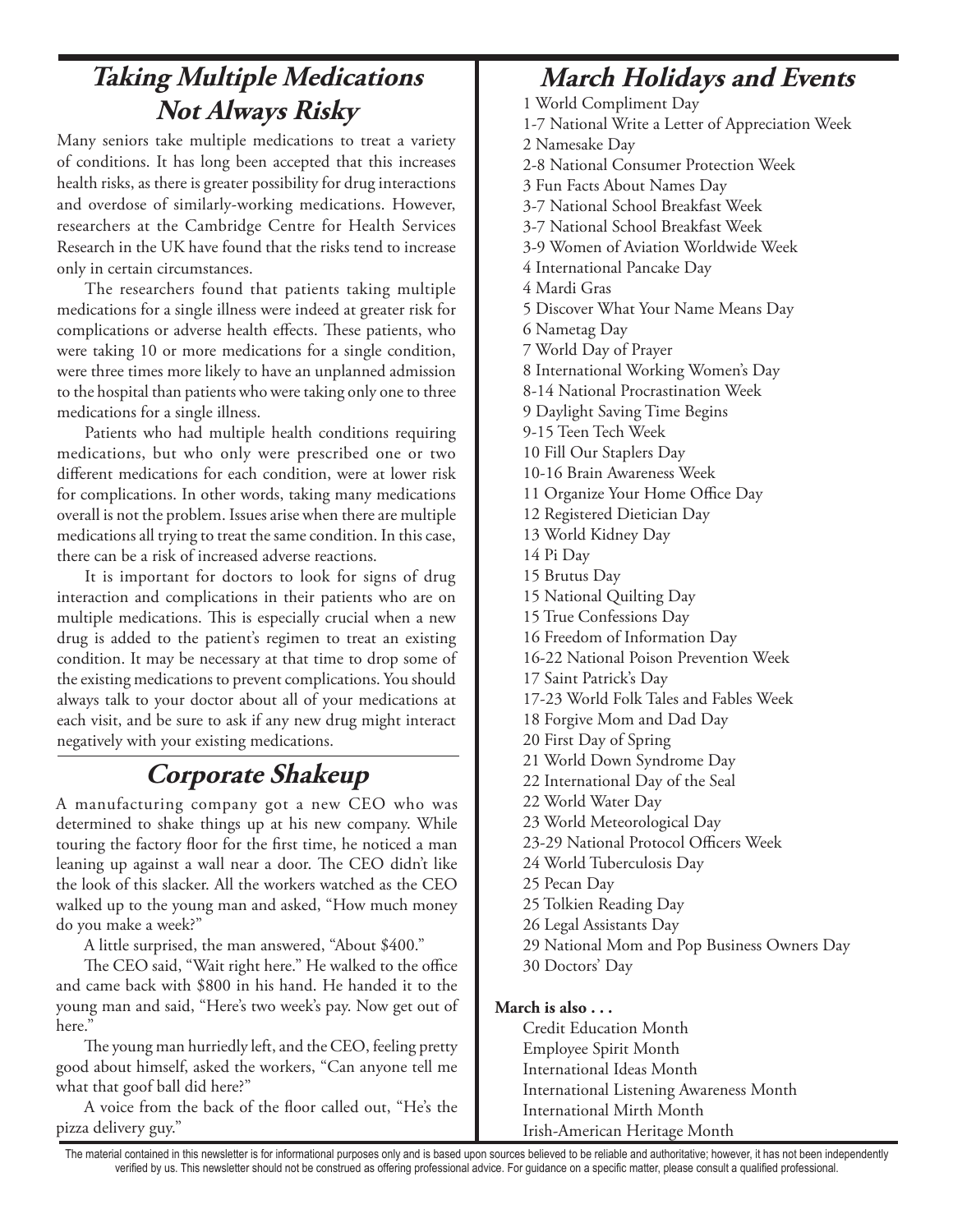## *Taking Multiple Medications Not Always Risky*

Many seniors take multiple medications to treat a variety of conditions. It has long been accepted that this increases health risks, as there is greater possibility for drug interactions and overdose of similarly-working medications. However, researchers at the Cambridge Centre for Health Services Research in the UK have found that the risks tend to increase only in certain circumstances.

The researchers found that patients taking multiple medications for a single illness were indeed at greater risk for complications or adverse health effects. These patients, who were taking 10 or more medications for a single condition, were three times more likely to have an unplanned admission to the hospital than patients who were taking only one to three medications for a single illness.

Patients who had multiple health conditions requiring medications, but who only were prescribed one or two different medications for each condition, were at lower risk for complications. In other words, taking many medications overall is not the problem. Issues arise when there are multiple medications all trying to treat the same condition. In this case, there can be a risk of increased adverse reactions.

It is important for doctors to look for signs of drug interaction and complications in their patients who are on multiple medications. This is especially crucial when a new drug is added to the patient's regimen to treat an existing condition. It may be necessary at that time to drop some of the existing medications to prevent complications. You should always talk to your doctor about all of your medications at each visit, and be sure to ask if any new drug might interact negatively with your existing medications.

## *Corporate Shakeup*

A manufacturing company got a new CEO who was determined to shake things up at his new company. While touring the factory floor for the first time, he noticed a man leaning up against a wall near a door. The CEO didn't like the look of this slacker. All the workers watched as the CEO walked up to the young man and asked, "How much money do you make a week?"

A little surprised, the man answered, "About $400."

The CEO said, "Wait right here." He walked to the office and came back with $800 in his hand. He handed it to the young man and said, "Here's two week's pay. Now get out of here."

The young man hurriedly left, and the CEO, feeling pretty good about himself, asked the workers, "Can anyone tell me what that goof ball did here?"

A voice from the back of the floor called out, "He's the pizza delivery guy."

## *March Holidays and Events*

1 World Compliment Day
1-7 National Write a Letter of Appreciation Week
2 Namesake Day
2-8 National Consumer Protection Week
3 Fun Facts About Names Day
3-7 National School Breakfast Week
3-7 National School Breakfast Week
3-9 Women of Aviation Worldwide Week
4 International Pancake Day
4 Mardi Gras
5 Discover What Your Name Means Day
6 Nametag Day
7 World Day of Prayer
8 International Working Women's Day
8-14 National Procrastination Week
9 Daylight Saving Time Begins
9-15 Teen Tech Week
10 Fill Our Staplers Day
10-16 Brain Awareness Week
11 Organize Your Home Office Day
12 Registered Dietician Day
13 World Kidney Day
14 Pi Day
15 Brutus Day
15 National Quilting Day
15 True Confessions Day
16 Freedom of Information Day
16-22 National Poison Prevention Week
17 Saint Patrick's Day
17-23 World Folk Tales and Fables Week
18 Forgive Mom and Dad Day
20 First Day of Spring
21 World Down Syndrome Day
22 International Day of the Seal
22 World Water Day
23 World Meteorological Day
23-29 National Protocol Officers Week
24 World Tuberculosis Day
25 Pecan Day
25 Tolkien Reading Day
26 Legal Assistants Day
29 National Mom and Pop Business Owners Day
30 Doctors' Day

**March is also . . .**

Credit Education Month
Employee Spirit Month
International Ideas Month
International Listening Awareness Month
International Mirth Month
Irish-American Heritage Month

The material contained in this newsletter is for informational purposes only and is based upon sources believed to be reliable and authoritative; however, it has not been independently verified by us. This newsletter should not be construed as offering professional advice. For guidance on a specific matter, please consult a qualified professional.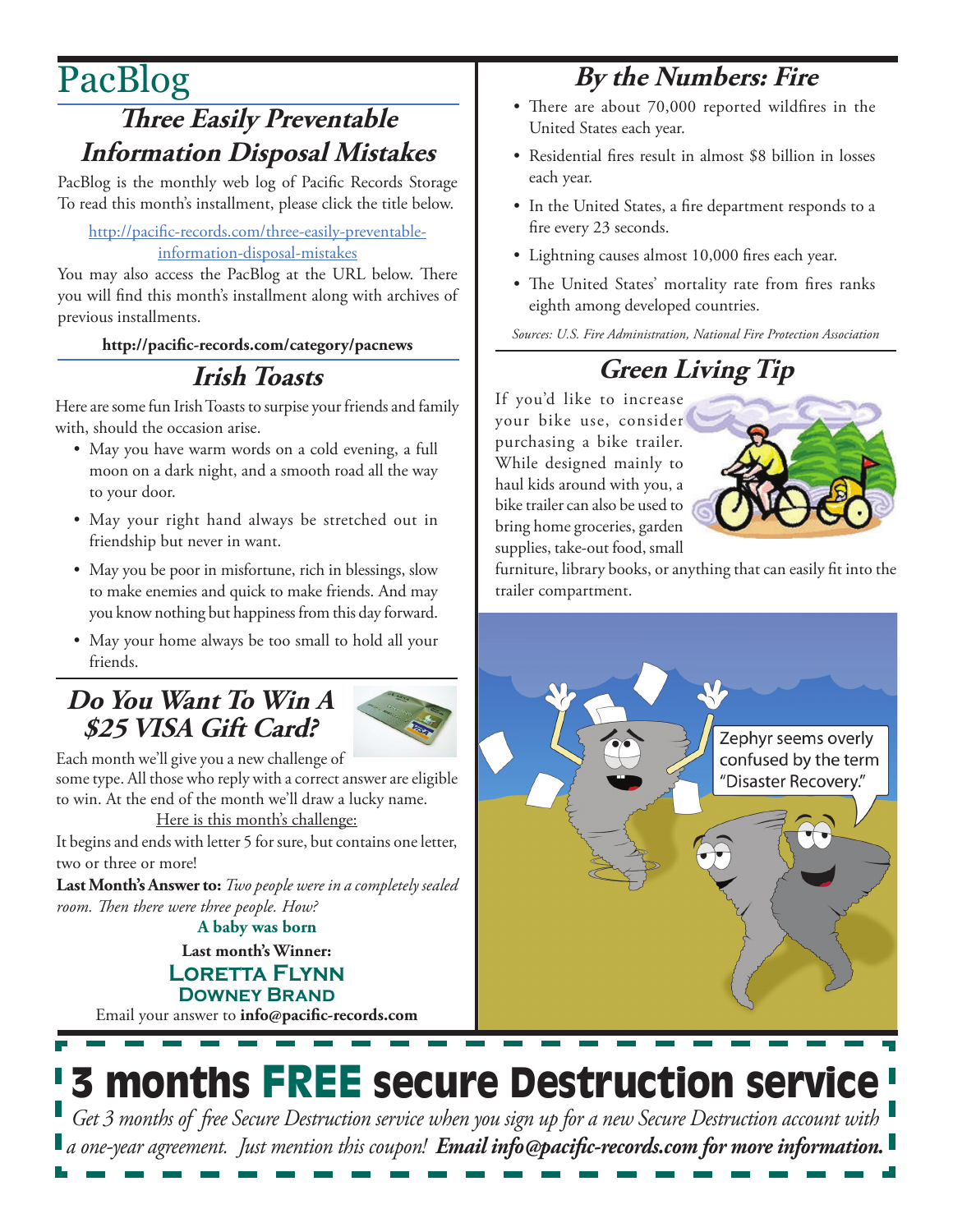# PacBlog

## Three Easily Preventable Information Disposal Mistakes

PacBlog is the monthly web log of Pacific Records Storage To read this month's installment, please click the title below.

http://pacific-records.com/three-easily-preventable-information-disposal-mistakes

You may also access the PacBlog at the URL below. There you will find this month's installment along with archives of previous installments.

**http://pacific-records.com/category/pacnews**

## Irish Toasts

Here are some fun Irish Toasts to surpise your friends and family with, should the occasion arise.

- May you have warm words on a cold evening, a full moon on a dark night, and a smooth road all the way to your door.
- May your right hand always be stretched out in friendship but never in want.
- May you be poor in misfortune, rich in blessings, slow to make enemies and quick to make friends. And may you know nothing but happiness from this day forward.
- May your home always be too small to hold all your friends.

## Do You Want To Win A $25 VISA Gift Card?

Each month we'll give you a new challenge of some type. All those who reply with a correct answer are eligible to win. At the end of the month we'll draw a lucky name.

Here is this month's challenge:

It begins and ends with letter 5 for sure, but contains one letter, two or three or more!

**Last Month's Answer to:** *Two people were in a completely sealed room. Then there were three people. How?*

**A baby was born**

**Last month's Winner:**

**Loretta Flynn**
**Downey Brand**

Email your answer to **info@pacific-records.com**

## By the Numbers: Fire

- There are about 70,000 reported wildfires in the United States each year.
- Residential fires result in almost $8 billion in losses each year.
- In the United States, a fire department responds to a fire every 23 seconds.
- Lightning causes almost 10,000 fires each year.
- The United States' mortality rate from fires ranks eighth among developed countries.

*Sources: U.S. Fire Administration, National Fire Protection Association*

## Green Living Tip

If you'd like to increase your bike use, consider purchasing a bike trailer. While designed mainly to haul kids around with you, a bike trailer can also be used to bring home groceries, garden supplies, take-out food, small furniture, library books, or anything that can easily fit into the trailer compartment.

Zephyr seems overly confused by the term "Disaster Recovery."

# 3 months FREE secure Destruction service

*Get 3 months of free Secure Destruction service when you sign up for a new Secure Destruction account with a one-year agreement. Just mention this coupon!* ***Email info@pacific-records.com for more information.***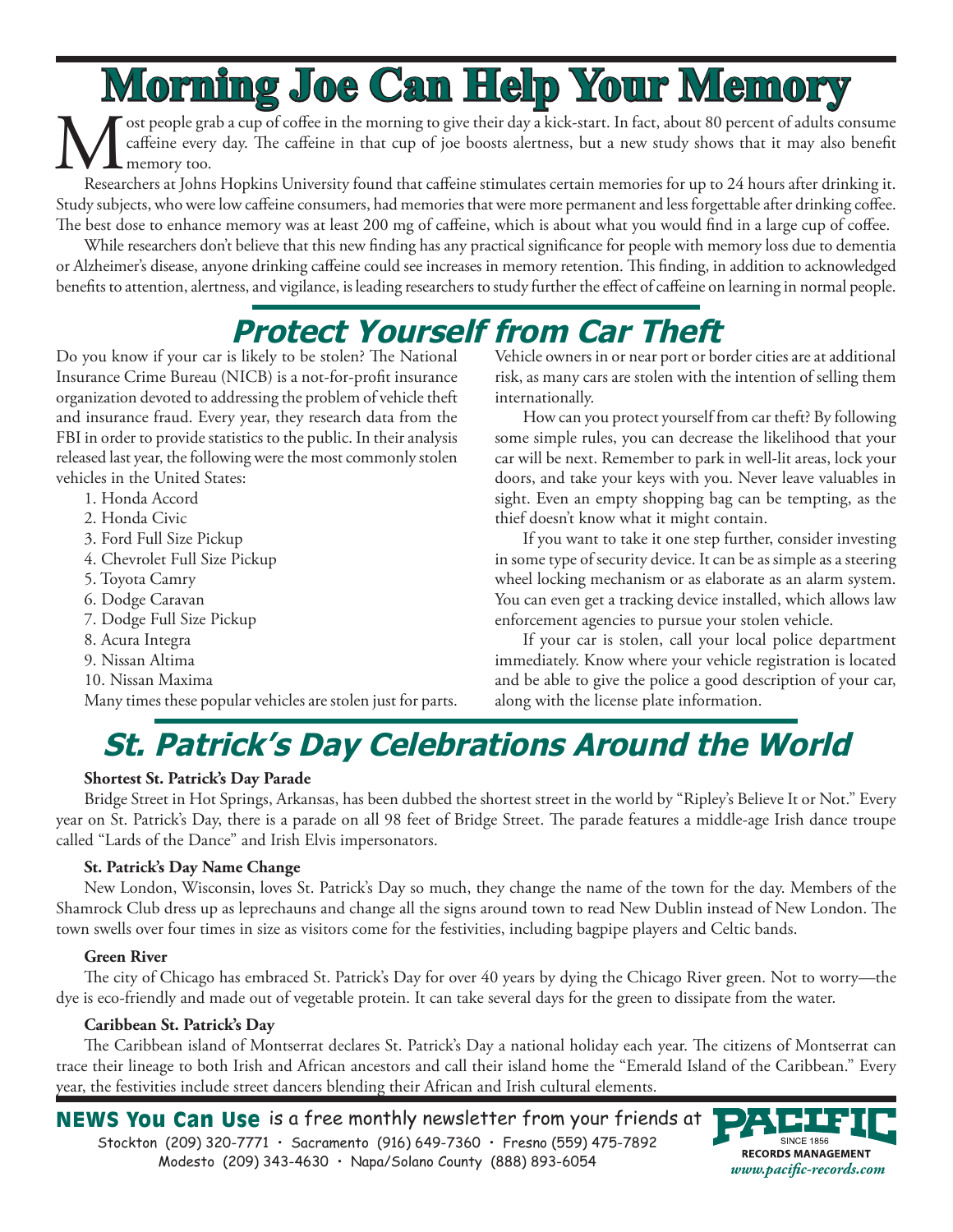# Morning Joe Can Help Your Memory

Most people grab a cup of coffee in the morning to give their day a kick-start. In fact, about 80 percent of adults consume caffeine every day. The caffeine in that cup of joe boosts alertness, but a new study shows that it may also benefit memory too.

Researchers at Johns Hopkins University found that caffeine stimulates certain memories for up to 24 hours after drinking it. Study subjects, who were low caffeine consumers, had memories that were more permanent and less forgettable after drinking coffee. The best dose to enhance memory was at least 200 mg of caffeine, which is about what you would find in a large cup of coffee.

While researchers don't believe that this new finding has any practical significance for people with memory loss due to dementia or Alzheimer's disease, anyone drinking caffeine could see increases in memory retention. This finding, in addition to acknowledged benefits to attention, alertness, and vigilance, is leading researchers to study further the effect of caffeine on learning in normal people.

# Protect Yourself from Car Theft

Do you know if your car is likely to be stolen? The National Insurance Crime Bureau (NICB) is a not-for-profit insurance organization devoted to addressing the problem of vehicle theft and insurance fraud. Every year, they research data from the FBI in order to provide statistics to the public. In their analysis released last year, the following were the most commonly stolen vehicles in the United States:

1. Honda Accord
2. Honda Civic
3. Ford Full Size Pickup
4. Chevrolet Full Size Pickup
5. Toyota Camry
6. Dodge Caravan
7. Dodge Full Size Pickup
8. Acura Integra
9. Nissan Altima
10. Nissan Maxima

Many times these popular vehicles are stolen just for parts. Vehicle owners in or near port or border cities are at additional risk, as many cars are stolen with the intention of selling them internationally.

How can you protect yourself from car theft? By following some simple rules, you can decrease the likelihood that your car will be next. Remember to park in well-lit areas, lock your doors, and take your keys with you. Never leave valuables in sight. Even an empty shopping bag can be tempting, as the thief doesn't know what it might contain.

If you want to take it one step further, consider investing in some type of security device. It can be as simple as a steering wheel locking mechanism or as elaborate as an alarm system. You can even get a tracking device installed, which allows law enforcement agencies to pursue your stolen vehicle.

If your car is stolen, call your local police department immediately. Know where your vehicle registration is located and be able to give the police a good description of your car, along with the license plate information.

# St. Patrick's Day Celebrations Around the World

**Shortest St. Patrick's Day Parade**

Bridge Street in Hot Springs, Arkansas, has been dubbed the shortest street in the world by "Ripley's Believe It or Not." Every year on St. Patrick's Day, there is a parade on all 98 feet of Bridge Street. The parade features a middle-age Irish dance troupe called "Lards of the Dance" and Irish Elvis impersonators.

**St. Patrick's Day Name Change**

New London, Wisconsin, loves St. Patrick's Day so much, they change the name of the town for the day. Members of the Shamrock Club dress up as leprechauns and change all the signs around town to read New Dublin instead of New London. The town swells over four times in size as visitors come for the festivities, including bagpipe players and Celtic bands.

**Green River**

The city of Chicago has embraced St. Patrick's Day for over 40 years by dying the Chicago River green. Not to worry—the dye is eco-friendly and made out of vegetable protein. It can take several days for the green to dissipate from the water.

**Caribbean St. Patrick's Day**

The Caribbean island of Montserrat declares St. Patrick's Day a national holiday each year. The citizens of Montserrat can trace their lineage to both Irish and African ancestors and call their island home the "Emerald Island of the Caribbean." Every year, the festivities include street dancers blending their African and Irish cultural elements.

**NEWS You Can Use** is a free monthly newsletter from your friends at

Stockton (209) 320-7771 • Sacramento (916) 649-7360 • Fresno (559) 475-7892
Modesto (209) 343-4630 • Napa/Solano County (888) 893-6054

PACIFIC
SINCE 1856
RECORDS MANAGEMENT
*www.pacific-records.com*